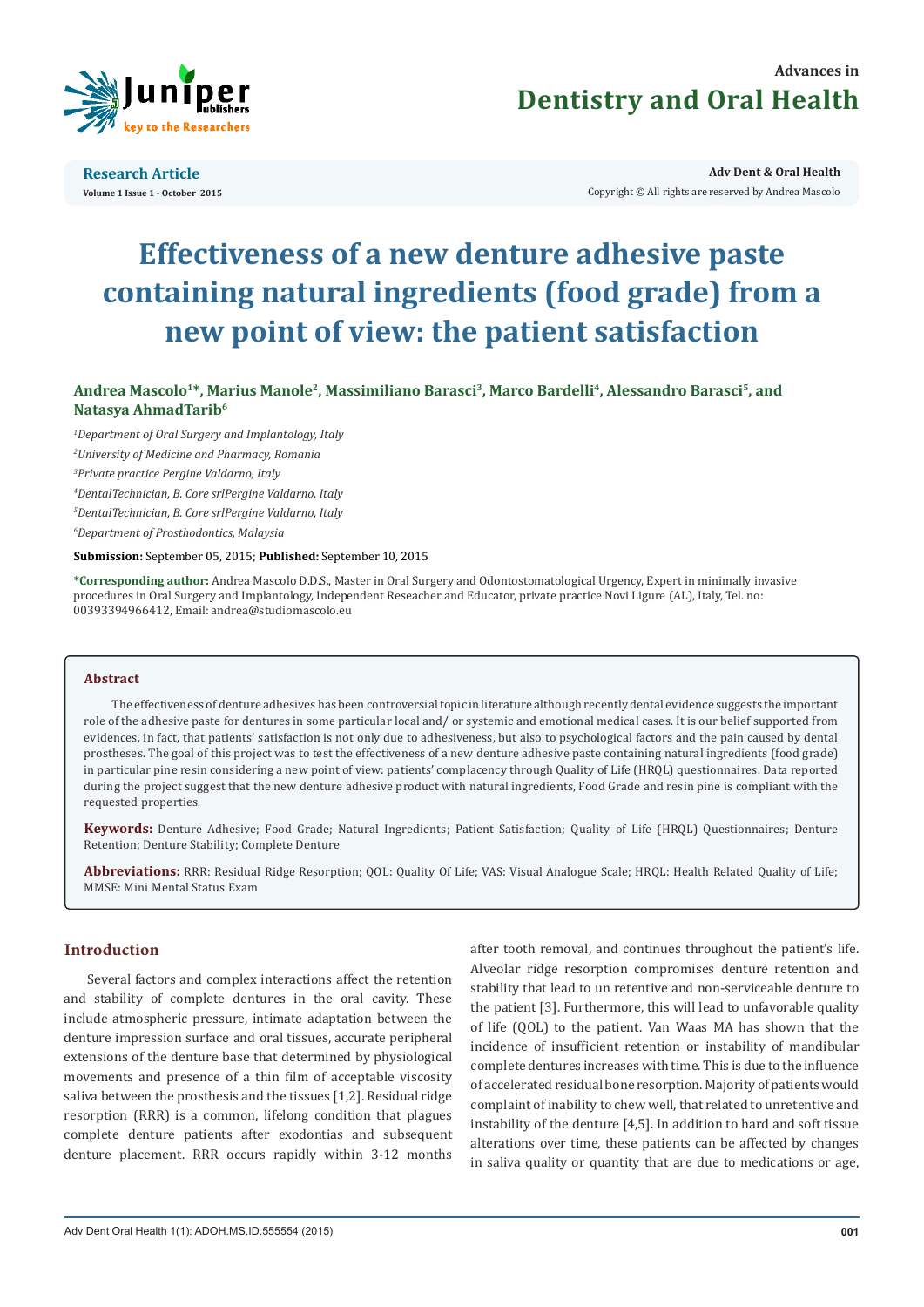Research Article

Volume 1 Issue 1 - October 2015

Copyright © All rights are reserved by Andrea Mascolo

# Effectiveness of a new denture adhesive paste containing natural ingredients (food grade) from a new point of view: the patient satisfaction

**Andrea Mascolo[1]*, Marius Manole[2], Massimiliano Barasci[3], Marco Bardelli[4], Alessandro Barasci[5], and Natasya AhmadTarib[6]**

[1]*Department of Oral Surgery and Implantology, Italy*

[2]*University of Medicine and Pharmacy, Romania*

[3]*Private practice Pergine Valdarno, Italy*

[4]*DentalTechnician, B. Core srlPergine Valdarno, Italy*

[5]*DentalTechnician, B. Core srlPergine Valdarno, Italy*

[6]*Department of Prosthodontics, Malaysia*

**Submission:** September 05, 2015; **Published:** September 10, 2015

**\*Corresponding author:** Andrea Mascolo D.D.S., Master in Oral Surgery and Odontostomatological Urgency, Expert in minimally invasive procedures in Oral Surgery and Implantology, Independent Reseacher and Educator, private practice Novi Ligure (AL), Italy, Tel. no: 00393394966412, Email: andrea@studiomascolo.eu

## Abstract

The effectiveness of denture adhesives has been controversial topic in literature although recently dental evidence suggests the important role of the adhesive paste for dentures in some particular local and/ or systemic and emotional medical cases. It is our belief supported from evidences, in fact, that patients' satisfaction is not only due to adhesiveness, but also to psychological factors and the pain caused by dental prostheses. The goal of this project was to test the effectiveness of a new denture adhesive paste containing natural ingredients (food grade) in particular pine resin considering a new point of view: patients' complacency through Quality of Life (HRQL) questionnaires. Data reported during the project suggest that the new denture adhesive product with natural ingredients, Food Grade and resin pine is compliant with the requested properties.

**Keywords:** Denture Adhesive; Food Grade; Natural Ingredients; Patient Satisfaction; Quality of Life (HRQL) Questionnaires; Denture Retention; Denture Stability; Complete Denture

**Abbreviations:** RRR: Residual Ridge Resorption; QOL: Quality Of Life; VAS: Visual Analogue Scale; HRQL: Health Related Quality of Life; MMSE: Mini Mental Status Exam

## Introduction

Several factors and complex interactions affect the retention and stability of complete dentures in the oral cavity. These include atmospheric pressure, intimate adaptation between the denture impression surface and oral tissues, accurate peripheral extensions of the denture base that determined by physiological movements and presence of a thin film of acceptable viscosity saliva between the prosthesis and the tissues [1,2]. Residual ridge resorption (RRR) is a common, lifelong condition that plagues complete denture patients after exodontias and subsequent denture placement. RRR occurs rapidly within 3-12 months after tooth removal, and continues throughout the patient's life. Alveolar ridge resorption compromises denture retention and stability that lead to un retentive and non-serviceable denture to the patient [3]. Furthermore, this will lead to unfavorable quality of life (QOL) to the patient. Van Waas MA has shown that the incidence of insufficient retention or instability of mandibular complete dentures increases with time. This is due to the influence of accelerated residual bone resorption. Majority of patients would complaint of inability to chew well, that related to unretentive and instability of the denture [4,5]. In addition to hard and soft tissue alterations over time, these patients can be affected by changes in saliva quality or quantity that are due to medications or age,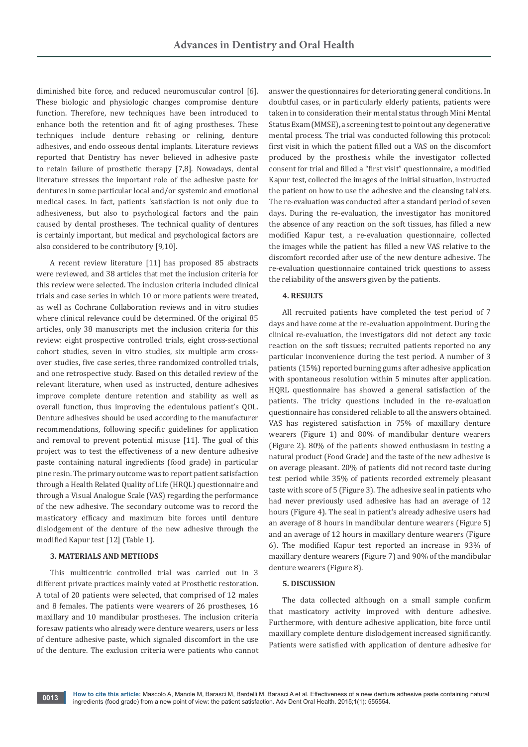diminished bite force, and reduced neuromuscular control [6]. These biologic and physiologic changes compromise denture function. Therefore, new techniques have been introduced to enhance both the retention and fit of aging prostheses. These techniques include denture rebasing or relining, denture adhesives, and endo osseous dental implants. Literature reviews reported that Dentistry has never believed in adhesive paste to retain failure of prosthetic therapy [7,8]. Nowadays, dental literature stresses the important role of the adhesive paste for dentures in some particular local and/or systemic and emotional medical cases. In fact, patients 'satisfaction is not only due to adhesiveness, but also to psychological factors and the pain caused by dental prostheses. The technical quality of dentures is certainly important, but medical and psychological factors are also considered to be contributory [9,10].

A recent review literature [11] has proposed 85 abstracts were reviewed, and 38 articles that met the inclusion criteria for this review were selected. The inclusion criteria included clinical trials and case series in which 10 or more patients were treated, as well as Cochrane Collaboration reviews and in vitro studies where clinical relevance could be determined. Of the original 85 articles, only 38 manuscripts met the inclusion criteria for this review: eight prospective controlled trials, eight cross-sectional cohort studies, seven in vitro studies, six multiple arm cross-over studies, five case series, three randomized controlled trials, and one retrospective study. Based on this detailed review of the relevant literature, when used as instructed, denture adhesives improve complete denture retention and stability as well as overall function, thus improving the edentulous patient's QOL. Denture adhesives should be used according to the manufacturer recommendations, following specific guidelines for application and removal to prevent potential misuse [11]. The goal of this project was to test the effectiveness of a new denture adhesive paste containing natural ingredients (food grade) in particular pine resin. The primary outcome was to report patient satisfaction through a Health Related Quality of Life (HRQL) questionnaire and through a Visual Analogue Scale (VAS) regarding the performance of the new adhesive. The secondary outcome was to record the masticatory efficacy and maximum bite forces until denture dislodgement of the denture of the new adhesive through the modified Kapur test [12] (Table 1).

## 3. MATERIALS AND METHODS

This multicentric controlled trial was carried out in 3 different private practices mainly voted at Prosthetic restoration. A total of 20 patients were selected, that comprised of 12 males and 8 females. The patients were wearers of 26 prostheses, 16 maxillary and 10 mandibular prostheses. The inclusion criteria foresaw patients who already were denture wearers, users or less of denture adhesive paste, which signaled discomfort in the use of the denture. The exclusion criteria were patients who cannot answer the questionnaires for deteriorating general conditions. In doubtful cases, or in particularly elderly patients, patients were taken in to consideration their mental status through Mini Mental Status Exam (MMSE), a screening test to point out any degenerative mental process. The trial was conducted following this protocol: first visit in which the patient filled out a VAS on the discomfort produced by the prosthesis while the investigator collected consent for trial and filled a "first visit" questionnaire, a modified Kapur test, collected the images of the initial situation, instructed the patient on how to use the adhesive and the cleansing tablets. The re-evaluation was conducted after a standard period of seven days. During the re-evaluation, the investigator has monitored the absence of any reaction on the soft tissues, has filled a new modified Kapur test, a re-evaluation questionnaire, collected the images while the patient has filled a new VAS relative to the discomfort recorded after use of the new denture adhesive. The re-evaluation questionnaire contained trick questions to assess the reliability of the answers given by the patients.

## 4. RESULTS

All recruited patients have completed the test period of 7 days and have come at the re-evaluation appointment. During the clinical re-evaluation, the investigators did not detect any toxic reaction on the soft tissues; recruited patients reported no any particular inconvenience during the test period. A number of 3 patients (15%) reported burning gums after adhesive application with spontaneous resolution within 5 minutes after application. HQRL questionnaire has showed a general satisfaction of the patients. The tricky questions included in the re-evaluation questionnaire has considered reliable to all the answers obtained. VAS has registered satisfaction in 75% of maxillary denture wearers (Figure 1) and 80% of mandibular denture wearers (Figure 2). 80% of the patients showed enthusiasm in testing a natural product (Food Grade) and the taste of the new adhesive is on average pleasant. 20% of patients did not record taste during test period while 35% of patients recorded extremely pleasant taste with score of 5 (Figure 3). The adhesive seal in patients who had never previously used adhesive has had an average of 12 hours (Figure 4). The seal in patient's already adhesive users had an average of 8 hours in mandibular denture wearers (Figure 5) and an average of 12 hours in maxillary denture wearers (Figure 6). The modified Kapur test reported an increase in 93% of maxillary denture wearers (Figure 7) and 90% of the mandibular denture wearers (Figure 8).

## 5. DISCUSSION

The data collected although on a small sample confirm that masticatory activity improved with denture adhesive. Furthermore, with denture adhesive application, bite force until maxillary complete denture dislodgement increased significantly. Patients were satisfied with application of denture adhesive for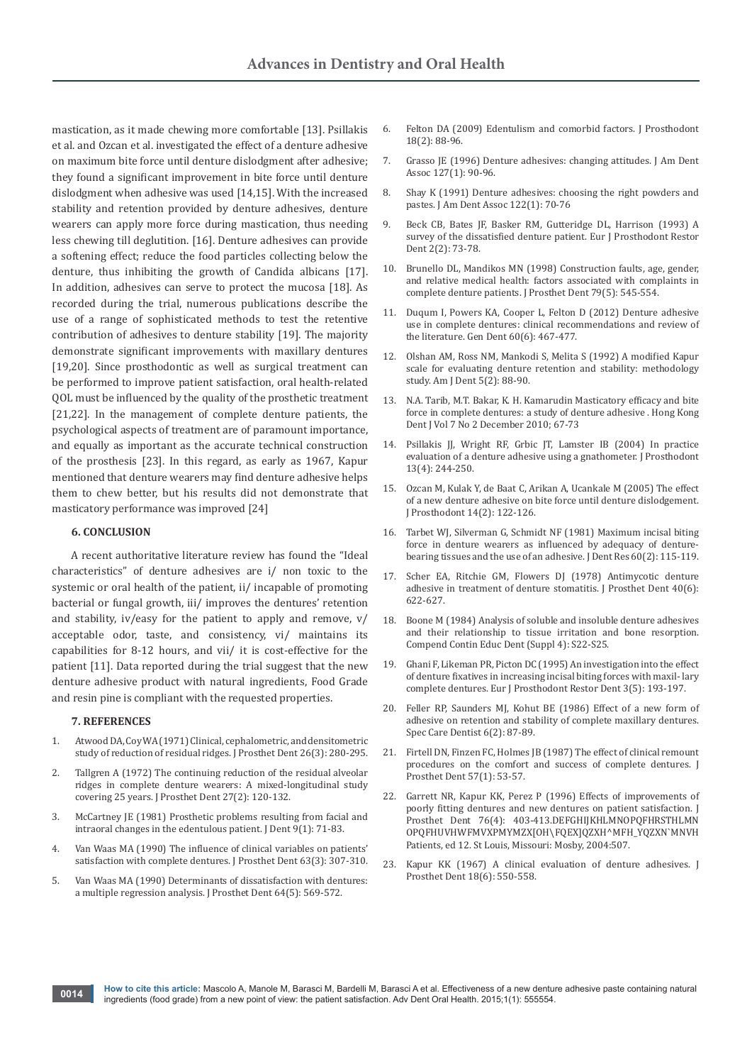mastication, as it made chewing more comfortable [13]. Psillakis et al. and Ozcan et al. investigated the effect of a denture adhesive on maximum bite force until denture dislodgment after adhesive; they found a significant improvement in bite force until denture dislodgment when adhesive was used [14,15]. With the increased stability and retention provided by denture adhesives, denture wearers can apply more force during mastication, thus needing less chewing till deglutition. [16]. Denture adhesives can provide a softening effect; reduce the food particles collecting below the denture, thus inhibiting the growth of Candida albicans [17]. In addition, adhesives can serve to protect the mucosa [18]. As recorded during the trial, numerous publications describe the use of a range of sophisticated methods to test the retentive contribution of adhesives to denture stability [19]. The majority demonstrate significant improvements with maxillary dentures [19,20]. Since prosthodontic as well as surgical treatment can be performed to improve patient satisfaction, oral health-related QOL must be influenced by the quality of the prosthetic treatment [21,22]. In the management of complete denture patients, the psychological aspects of treatment are of paramount importance, and equally as important as the accurate technical construction of the prosthesis [23]. In this regard, as early as 1967, Kapur mentioned that denture wearers may find denture adhesive helps them to chew better, but his results did not demonstrate that masticatory performance was improved [24]

### 6. CONCLUSION

A recent authoritative literature review has found the "Ideal characteristics" of denture adhesives are i/ non toxic to the systemic or oral health of the patient, ii/ incapable of promoting bacterial or fungal growth, iii/ improves the dentures' retention and stability, iv/easy for the patient to apply and remove, v/ acceptable odor, taste, and consistency, vi/ maintains its capabilities for 8-12 hours, and vii/ it is cost-effective for the patient [11]. Data reported during the trial suggest that the new denture adhesive product with natural ingredients, Food Grade and resin pine is compliant with the requested properties.

### 7. REFERENCES

1. Atwood DA, Coy WA (1971) Clinical, cephalometric, and densitometric study of reduction of residual ridges. J Prosthet Dent 26(3): 280-295.
2. Tallgren A (1972) The continuing reduction of the residual alveolar ridges in complete denture wearers: A mixed-longitudinal study covering 25 years. J Prosthet Dent 27(2): 120-132.
3. McCartney JE (1981) Prosthetic problems resulting from facial and intraoral changes in the edentulous patient. J Dent 9(1): 71-83.
4. Van Waas MA (1990) The influence of clinical variables on patients' satisfaction with complete dentures. J Prosthet Dent 63(3): 307-310.
5. Van Waas MA (1990) Determinants of dissatisfaction with dentures: a multiple regression analysis. J Prosthet Dent 64(5): 569-572.
6. Felton DA (2009) Edentulism and comorbid factors. J Prosthodont 18(2): 88-96.
7. Grasso JE (1996) Denture adhesives: changing attitudes. J Am Dent Assoc 127(1): 90-96.
8. Shay K (1991) Denture adhesives: choosing the right powders and pastes. J Am Dent Assoc 122(1): 70-76
9. Beck CB, Bates JF, Basker RM, Gutteridge DL, Harrison (1993) A survey of the dissatisfied denture patient. Eur J Prosthodont Restor Dent 2(2): 73-78.
10. Brunello DL, Mandikos MN (1998) Construction faults, age, gender, and relative medical health: factors associated with complaints in complete denture patients. J Prosthet Dent 79(5): 545-554.
11. Duqum I, Powers KA, Cooper L, Felton D (2012) Denture adhesive use in complete dentures: clinical recommendations and review of the literature. Gen Dent 60(6): 467-477.
12. Olshan AM, Ross NM, Mankodi S, Melita S (1992) A modified Kapur scale for evaluating denture retention and stability: methodology study. Am J Dent 5(2): 88-90.
13. N.A. Tarib, M.T. Bakar, K. H. Kamarudin Masticatory efficacy and bite force in complete dentures: a study of denture adhesive . Hong Kong Dent J Vol 7 No 2 December 2010; 67-73
14. Psillakis JJ, Wright RF, Grbic JT, Lamster IB (2004) In practice evaluation of a denture adhesive using a gnathometer. J Prosthodont 13(4): 244-250.
15. Ozcan M, Kulak Y, de Baat C, Arikan A, Ucankale M (2005) The effect of a new denture adhesive on bite force until denture dislodgement. J Prosthodont 14(2): 122-126.
16. Tarbet WJ, Silverman G, Schmidt NF (1981) Maximum incisal biting force in denture wearers as influenced by adequacy of denture-bearing tissues and the use of an adhesive. J Dent Res 60(2): 115-119.
17. Scher EA, Ritchie GM, Flowers DJ (1978) Antimycotic denture adhesive in treatment of denture stomatitis. J Prosthet Dent 40(6): 622-627.
18. Boone M (1984) Analysis of soluble and insoluble denture adhesives and their relationship to tissue irritation and bone resorption. Compend Contin Educ Dent (Suppl 4): S22-S25.
19. Ghani F, Likeman PR, Picton DC (1995) An investigation into the effect of denture fixatives in increasing incisal biting forces with maxil- lary complete dentures. Eur J Prosthodont Restor Dent 3(5): 193-197.
20. Feller RP, Saunders MJ, Kohut BE (1986) Effect of a new form of adhesive on retention and stability of complete maxillary dentures. Spec Care Dentist 6(2): 87-89.
21. Firtell DN, Finzen FC, Holmes JB (1987) The effect of clinical remount procedures on the comfort and success of complete dentures. J Prosthet Dent 57(1): 53-57.
22. Garrett NR, Kapur KK, Perez P (1996) Effects of improvements of poorly fitting dentures and new dentures on patient satisfaction. J Prosthet Dent 76(4): 403-413.DEFGHIJKHLMNOPQFHRSTHLMN OPQFHUVHWFMVXPMYMZX[OH\FQEX]QZXH^MFH_YQZXN`MNVH Patients, ed 12. St Louis, Missouri: Mosby, 2004:507.
23. Kapur KK (1967) A clinical evaluation of denture adhesives. J Prosthet Dent 18(6): 550-558.

**How to cite this article:** Mascolo A, Manole M, Barasci M, Bardelli M, Barasci A et al. Effectiveness of a new denture adhesive paste containing natural ingredients (food grade) from a new point of view: the patient satisfaction. Adv Dent Oral Health. 2015;1(1): 555554.